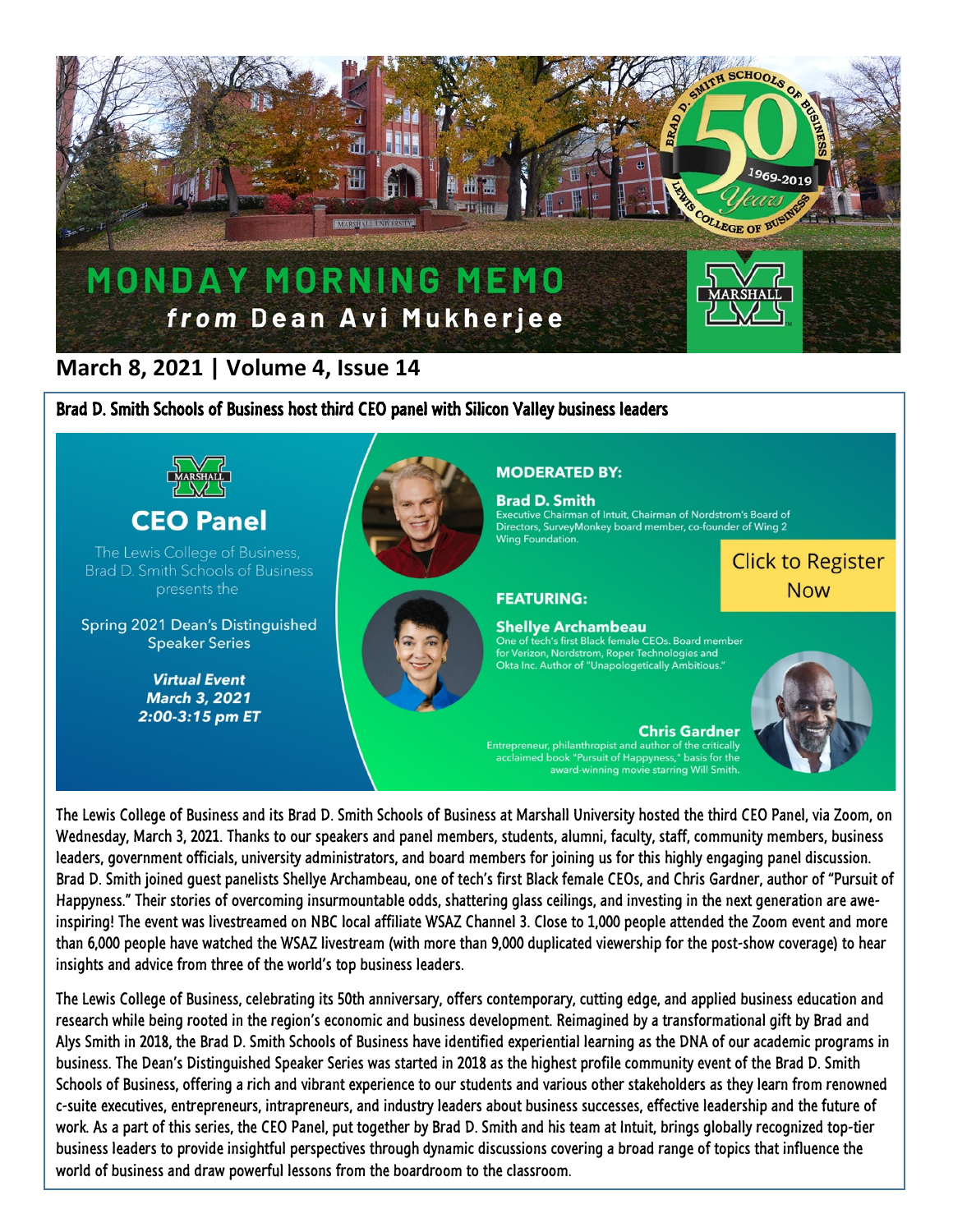# MONDAY MORNING MEMO

## from Dean Avi Mukherjee

**March 8, 2021 | Volume 4, Issue 14**

### Brad D. Smith Schools of Business host third CEO panel with Silicon Valley business leaders

**CEO Panel**

The Lewis College of Business, Brad D. Smith Schools of Business presents the

Spring 2021 Dean's Distinguished Speaker Series

***Virtual Event***
***March 3, 2021***
***2:00-3:15 pm ET***

**MODERATED BY:**

**Brad D. Smith**
Executive Chairman of Intuit, Chairman of Nordstrom's Board of Directors, SurveyMonkey board member, co-founder of Wing 2 Wing Foundation.

Click to Register Now

**FEATURING:**

**Shellye Archambeau**
One of tech's first Black female CEOs. Board member for Verizon, Nordstrom, Roper Technologies and Okta Inc. Author of "Unapologetically Ambitious."

**Chris Gardner**
Entrepreneur, philanthropist and author of the critically acclaimed book "Pursuit of Happyness," basis for the award-winning movie starring Will Smith.

The Lewis College of Business and its Brad D. Smith Schools of Business at Marshall University hosted the third CEO Panel, via Zoom, on Wednesday, March 3, 2021. Thanks to our speakers and panel members, students, alumni, faculty, staff, community members, business leaders, government officials, university administrators, and board members for joining us for this highly engaging panel discussion. Brad D. Smith joined guest panelists Shellye Archambeau, one of tech's first Black female CEOs, and Chris Gardner, author of "Pursuit of Happyness." Their stories of overcoming insurmountable odds, shattering glass ceilings, and investing in the next generation are awe-inspiring! The event was livestreamed on NBC local affiliate WSAZ Channel 3. Close to 1,000 people attended the Zoom event and more than 6,000 people have watched the WSAZ livestream (with more than 9,000 duplicated viewership for the post-show coverage) to hear insights and advice from three of the world's top business leaders.

The Lewis College of Business, celebrating its 50th anniversary, offers contemporary, cutting edge, and applied business education and research while being rooted in the region's economic and business development. Reimagined by a transformational gift by Brad and Alys Smith in 2018, the Brad D. Smith Schools of Business have identified experiential learning as the DNA of our academic programs in business. The Dean's Distinguished Speaker Series was started in 2018 as the highest profile community event of the Brad D. Smith Schools of Business, offering a rich and vibrant experience to our students and various other stakeholders as they learn from renowned c-suite executives, entrepreneurs, intrapreneurs, and industry leaders about business successes, effective leadership and the future of work. As a part of this series, the CEO Panel, put together by Brad D. Smith and his team at Intuit, brings globally recognized top-tier business leaders to provide insightful perspectives through dynamic discussions covering a broad range of topics that influence the world of business and draw powerful lessons from the boardroom to the classroom.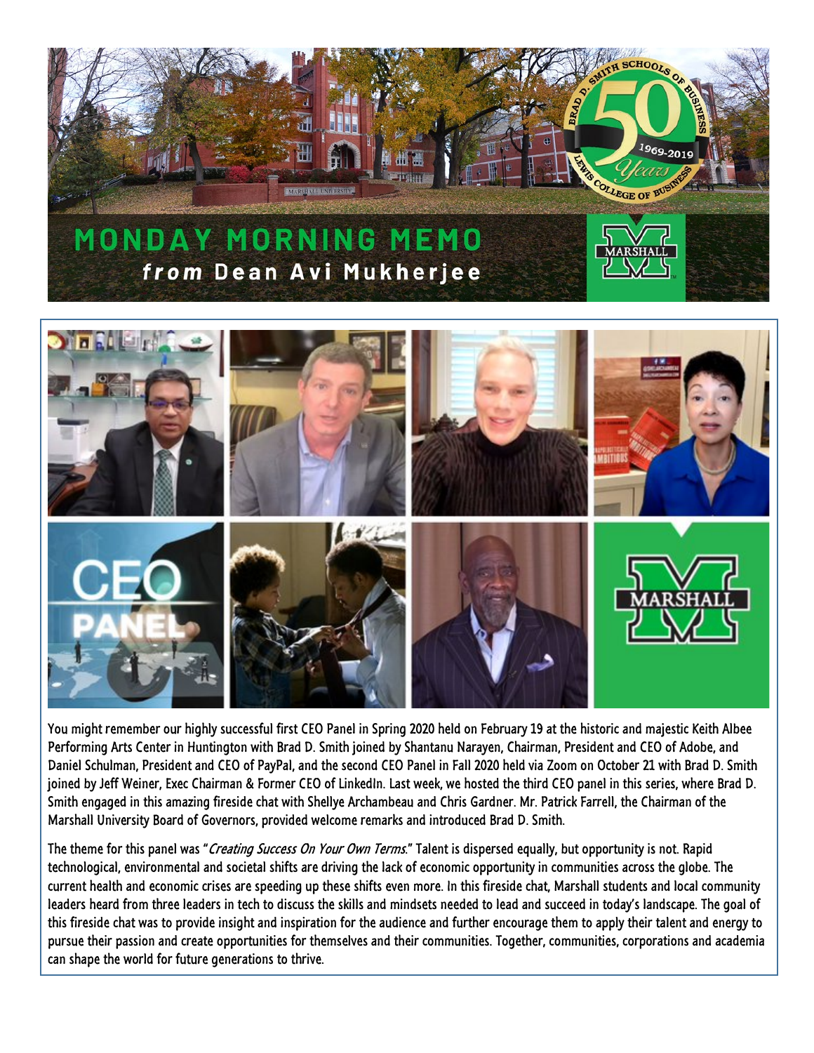# MONDAY MORNING MEMO

***from* Dean Avi Mukherjee**

You might remember our highly successful first CEO Panel in Spring 2020 held on February 19 at the historic and majestic Keith Albee Performing Arts Center in Huntington with Brad D. Smith joined by Shantanu Narayen, Chairman, President and CEO of Adobe, and Daniel Schulman, President and CEO of PayPal, and the second CEO Panel in Fall 2020 held via Zoom on October 21 with Brad D. Smith joined by Jeff Weiner, Exec Chairman & Former CEO of LinkedIn. Last week, we hosted the third CEO panel in this series, where Brad D. Smith engaged in this amazing fireside chat with Shellye Archambeau and Chris Gardner. Mr. Patrick Farrell, the Chairman of the Marshall University Board of Governors, provided welcome remarks and introduced Brad D. Smith.

The theme for this panel was "*Creating Success On Your Own Terms*." Talent is dispersed equally, but opportunity is not. Rapid technological, environmental and societal shifts are driving the lack of economic opportunity in communities across the globe. The current health and economic crises are speeding up these shifts even more. In this fireside chat, Marshall students and local community leaders heard from three leaders in tech to discuss the skills and mindsets needed to lead and succeed in today's landscape. The goal of this fireside chat was to provide insight and inspiration for the audience and further encourage them to apply their talent and energy to pursue their passion and create opportunities for themselves and their communities. Together, communities, corporations and academia can shape the world for future generations to thrive.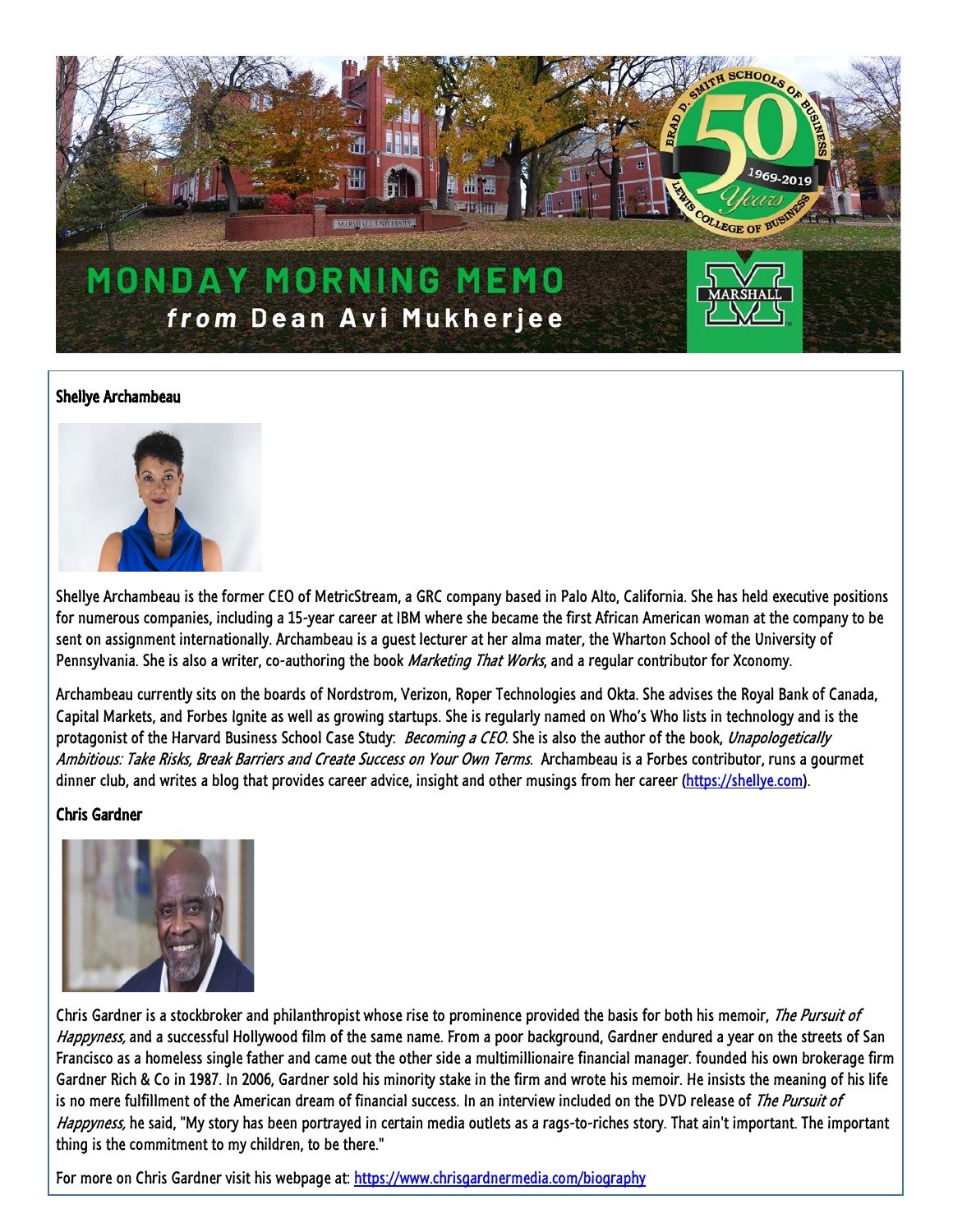# MONDAY MORNING MEMO

## *from* Dean Avi Mukherjee

### Shellye Archambeau

Shellye Archambeau is the former CEO of MetricStream, a GRC company based in Palo Alto, California. She has held executive positions for numerous companies, including a 15-year career at IBM where she became the first African American woman at the company to be sent on assignment internationally. Archambeau is a guest lecturer at her alma mater, the Wharton School of the University of Pennsylvania. She is also a writer, co-authoring the book *Marketing That Works*, and a regular contributor for Xconomy.

Archambeau currently sits on the boards of Nordstrom, Verizon, Roper Technologies and Okta. She advises the Royal Bank of Canada, Capital Markets, and Forbes Ignite as well as growing startups. She is regularly named on Who's Who lists in technology and is the protagonist of the Harvard Business School Case Study: *Becoming a CEO*. She is also the author of the book, *Unapologetically Ambitious: Take Risks, Break Barriers and Create Success on Your Own Terms*. Archambeau is a Forbes contributor, runs a gourmet dinner club, and writes a blog that provides career advice, insight and other musings from her career (https://shellye.com).

### Chris Gardner

Chris Gardner is a stockbroker and philanthropist whose rise to prominence provided the basis for both his memoir, *The Pursuit of Happyness,* and a successful Hollywood film of the same name. From a poor background, Gardner endured a year on the streets of San Francisco as a homeless single father and came out the other side a multimillionaire financial manager. founded his own brokerage firm Gardner Rich & Co in 1987. In 2006, Gardner sold his minority stake in the firm and wrote his memoir. He insists the meaning of his life is no mere fulfillment of the American dream of financial success. In an interview included on the DVD release of *The Pursuit of Happyness,* he said, "My story has been portrayed in certain media outlets as a rags-to-riches story. That ain't important. The important thing is the commitment to my children, to be there."

For more on Chris Gardner visit his webpage at: https://www.chrisgardnermedia.com/biography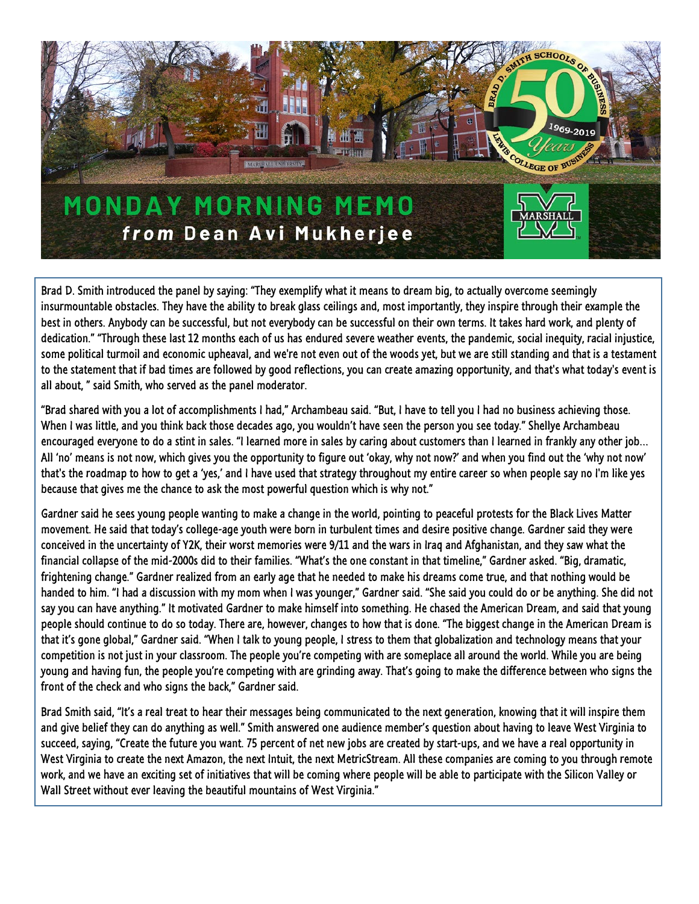# MONDAY MORNING MEMO

***from*** **Dean Avi Mukherjee**

Brad D. Smith introduced the panel by saying: "They exemplify what it means to dream big, to actually overcome seemingly insurmountable obstacles. They have the ability to break glass ceilings and, most importantly, they inspire through their example the best in others. Anybody can be successful, but not everybody can be successful on their own terms. It takes hard work, and plenty of dedication." "Through these last 12 months each of us has endured severe weather events, the pandemic, social inequity, racial injustice, some political turmoil and economic upheaval, and we're not even out of the woods yet, but we are still standing and that is a testament to the statement that if bad times are followed by good reflections, you can create amazing opportunity, and that's what today's event is all about, " said Smith, who served as the panel moderator.

"Brad shared with you a lot of accomplishments I had," Archambeau said. "But, I have to tell you I had no business achieving those. When I was little, and you think back those decades ago, you wouldn't have seen the person you see today." Shellye Archambeau encouraged everyone to do a stint in sales. "I learned more in sales by caring about customers than I learned in frankly any other job… All 'no' means is not now, which gives you the opportunity to figure out 'okay, why not now?' and when you find out the 'why not now' that's the roadmap to how to get a 'yes,' and I have used that strategy throughout my entire career so when people say no I'm like yes because that gives me the chance to ask the most powerful question which is why not."

Gardner said he sees young people wanting to make a change in the world, pointing to peaceful protests for the Black Lives Matter movement. He said that today's college-age youth were born in turbulent times and desire positive change. Gardner said they were conceived in the uncertainty of Y2K, their worst memories were 9/11 and the wars in Iraq and Afghanistan, and they saw what the financial collapse of the mid-2000s did to their families. "What's the one constant in that timeline," Gardner asked. "Big, dramatic, frightening change." Gardner realized from an early age that he needed to make his dreams come true, and that nothing would be handed to him. "I had a discussion with my mom when I was younger," Gardner said. "She said you could do or be anything. She did not say you can have anything." It motivated Gardner to make himself into something. He chased the American Dream, and said that young people should continue to do so today. There are, however, changes to how that is done. "The biggest change in the American Dream is that it's gone global," Gardner said. "When I talk to young people, I stress to them that globalization and technology means that your competition is not just in your classroom. The people you're competing with are someplace all around the world. While you are being young and having fun, the people you're competing with are grinding away. That's going to make the difference between who signs the front of the check and who signs the back," Gardner said.

Brad Smith said, "It's a real treat to hear their messages being communicated to the next generation, knowing that it will inspire them and give belief they can do anything as well." Smith answered one audience member's question about having to leave West Virginia to succeed, saying, "Create the future you want. 75 percent of net new jobs are created by start-ups, and we have a real opportunity in West Virginia to create the next Amazon, the next Intuit, the next MetricStream. All these companies are coming to you through remote work, and we have an exciting set of initiatives that will be coming where people will be able to participate with the Silicon Valley or Wall Street without ever leaving the beautiful mountains of West Virginia."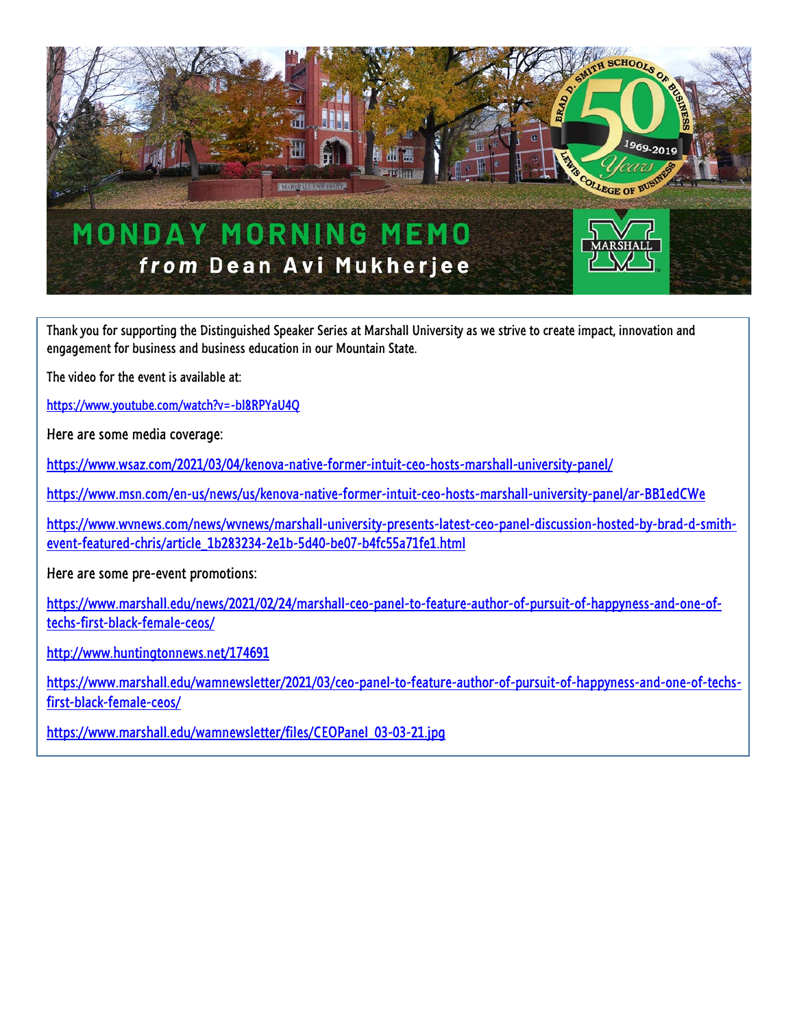# MONDAY MORNING MEMO

***from*** **Dean Avi Mukherjee**

Thank you for supporting the Distinguished Speaker Series at Marshall University as we strive to create impact, innovation and engagement for business and business education in our Mountain State.

The video for the event is available at:

https://www.youtube.com/watch?v=-bI8RPYaU4Q

Here are some media coverage:

https://www.wsaz.com/2021/03/04/kenova-native-former-intuit-ceo-hosts-marshall-university-panel/

https://www.msn.com/en-us/news/us/kenova-native-former-intuit-ceo-hosts-marshall-university-panel/ar-BB1edCWe

https://www.wvnews.com/news/wvnews/marshall-university-presents-latest-ceo-panel-discussion-hosted-by-brad-d-smith-event-featured-chris/article_1b283234-2e1b-5d40-be07-b4fc55a71fe1.html

Here are some pre-event promotions:

https://www.marshall.edu/news/2021/02/24/marshall-ceo-panel-to-feature-author-of-pursuit-of-happyness-and-one-of-techs-first-black-female-ceos/

http://www.huntingtonnews.net/174691

https://www.marshall.edu/wamnewsletter/2021/03/ceo-panel-to-feature-author-of-pursuit-of-happyness-and-one-of-techs-first-black-female-ceos/

https://www.marshall.edu/wamnewsletter/files/CEOPanel_03-03-21.jpg